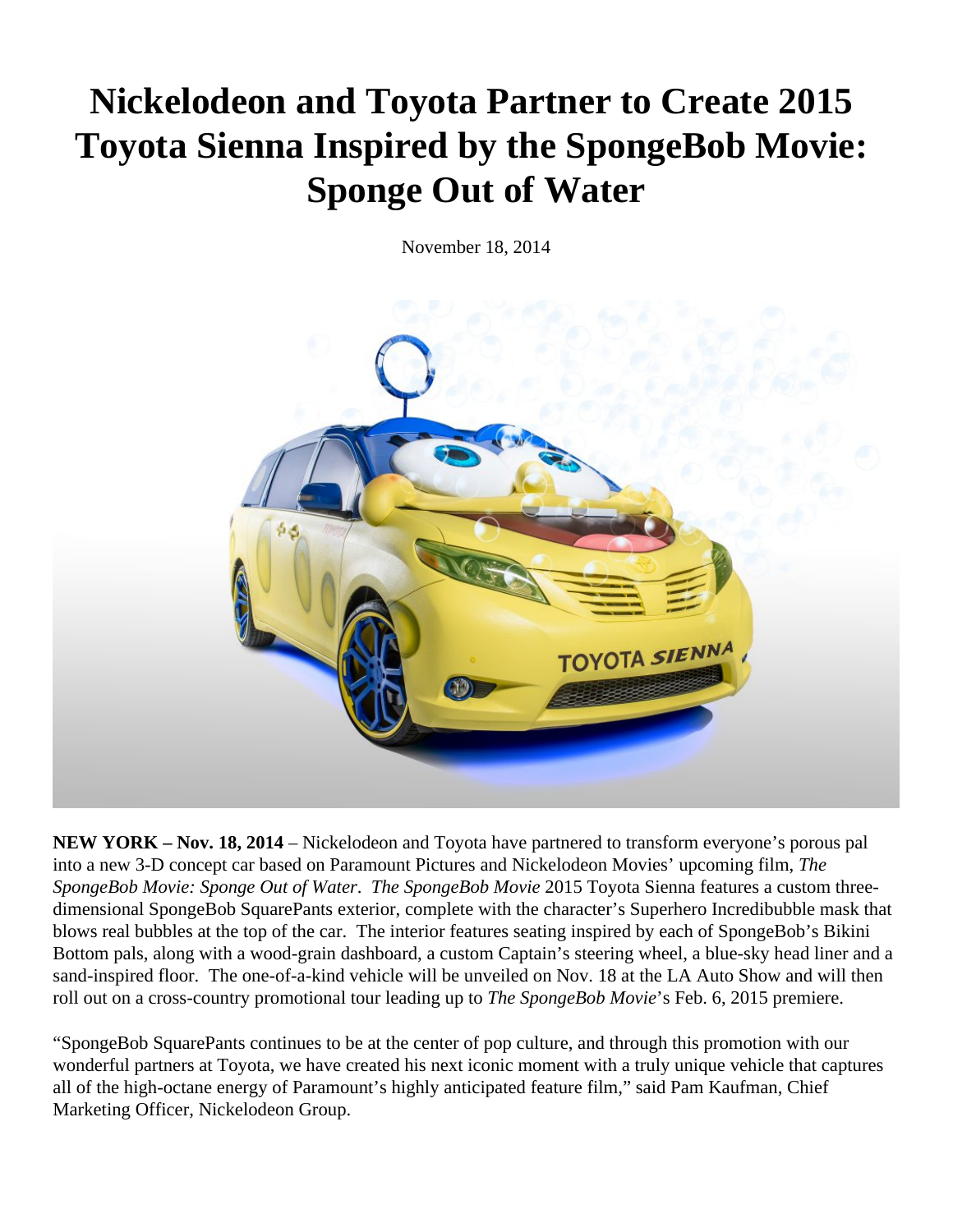# Nickelodeon and Toyota Partner to Create 2015 Toyota Sienna Inspired by the SpongeBob Movie: Sponge Out of Water

November 18, 2014

**NEW YORK – Nov. 18, 2014** – Nickelodeon and Toyota have partnered to transform everyone's porous pal into a new 3-D concept car based on Paramount Pictures and Nickelodeon Movies' upcoming film, *The SpongeBob Movie: Sponge Out of Water*. *The SpongeBob Movie* 2015 Toyota Sienna features a custom three-dimensional SpongeBob SquarePants exterior, complete with the character's Superhero Incredibubble mask that blows real bubbles at the top of the car. The interior features seating inspired by each of SpongeBob's Bikini Bottom pals, along with a wood-grain dashboard, a custom Captain's steering wheel, a blue-sky head liner and a sand-inspired floor. The one-of-a-kind vehicle will be unveiled on Nov. 18 at the LA Auto Show and will then roll out on a cross-country promotional tour leading up to *The SpongeBob Movie*'s Feb. 6, 2015 premiere.

"SpongeBob SquarePants continues to be at the center of pop culture, and through this promotion with our wonderful partners at Toyota, we have created his next iconic moment with a truly unique vehicle that captures all of the high-octane energy of Paramount's highly anticipated feature film," said Pam Kaufman, Chief Marketing Officer, Nickelodeon Group.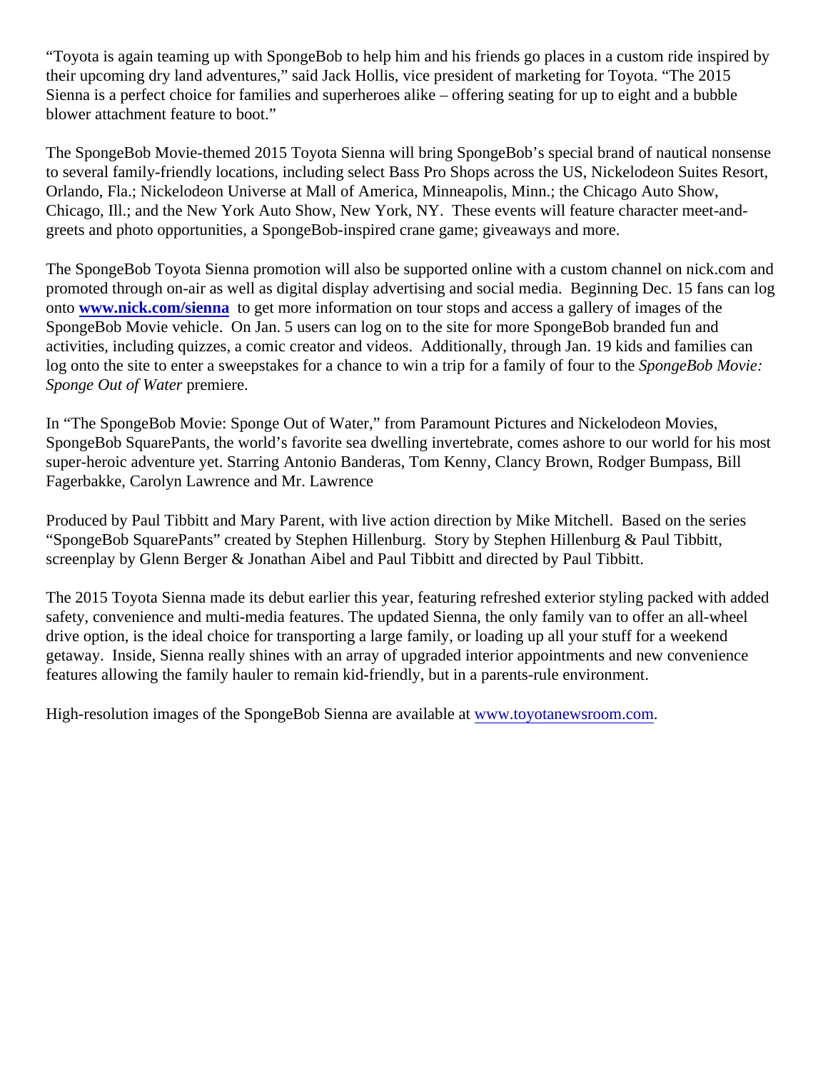"Toyota is again teaming up with SpongeBob to help him and his friends go places in a custom ride inspired by their upcoming dry land adventures," said Jack Hollis, vice president of marketing for Toyota. "The 2015 Sienna is a perfect choice for families and superheroes alike – offering seating for up to eight and a bubble blower attachment feature to boot."

The SpongeBob Movie-themed 2015 Toyota Sienna will bring SpongeBob's special brand of nautical nonsense to several family-friendly locations, including select Bass Pro Shops across the US, Nickelodeon Suites Resort, Orlando, Fla.; Nickelodeon Universe at Mall of America, Minneapolis, Minn.; the Chicago Auto Show, Chicago, Ill.; and the New York Auto Show, New York, NY. These events will feature character meet-and-greets and photo opportunities, a SpongeBob-inspired crane game; giveaways and more.

The SpongeBob Toyota Sienna promotion will also be supported online with a custom channel on nick.com and promoted through on-air as well as digital display advertising and social media. Beginning Dec. 15 fans can log onto **www.nick.com/sienna** to get more information on tour stops and access a gallery of images of the SpongeBob Movie vehicle. On Jan. 5 users can log on to the site for more SpongeBob branded fun and activities, including quizzes, a comic creator and videos. Additionally, through Jan. 19 kids and families can log onto the site to enter a sweepstakes for a chance to win a trip for a family of four to the *SpongeBob Movie: Sponge Out of Water* premiere.

In "The SpongeBob Movie: Sponge Out of Water," from Paramount Pictures and Nickelodeon Movies, SpongeBob SquarePants, the world's favorite sea dwelling invertebrate, comes ashore to our world for his most super-heroic adventure yet. Starring Antonio Banderas, Tom Kenny, Clancy Brown, Rodger Bumpass, Bill Fagerbakke, Carolyn Lawrence and Mr. Lawrence

Produced by Paul Tibbitt and Mary Parent, with live action direction by Mike Mitchell. Based on the series "SpongeBob SquarePants" created by Stephen Hillenburg. Story by Stephen Hillenburg & Paul Tibbitt, screenplay by Glenn Berger & Jonathan Aibel and Paul Tibbitt and directed by Paul Tibbitt.

The 2015 Toyota Sienna made its debut earlier this year, featuring refreshed exterior styling packed with added safety, convenience and multi-media features. The updated Sienna, the only family van to offer an all-wheel drive option, is the ideal choice for transporting a large family, or loading up all your stuff for a weekend getaway. Inside, Sienna really shines with an array of upgraded interior appointments and new convenience features allowing the family hauler to remain kid-friendly, but in a parents-rule environment.

High-resolution images of the SpongeBob Sienna are available at www.toyotanewsroom.com.